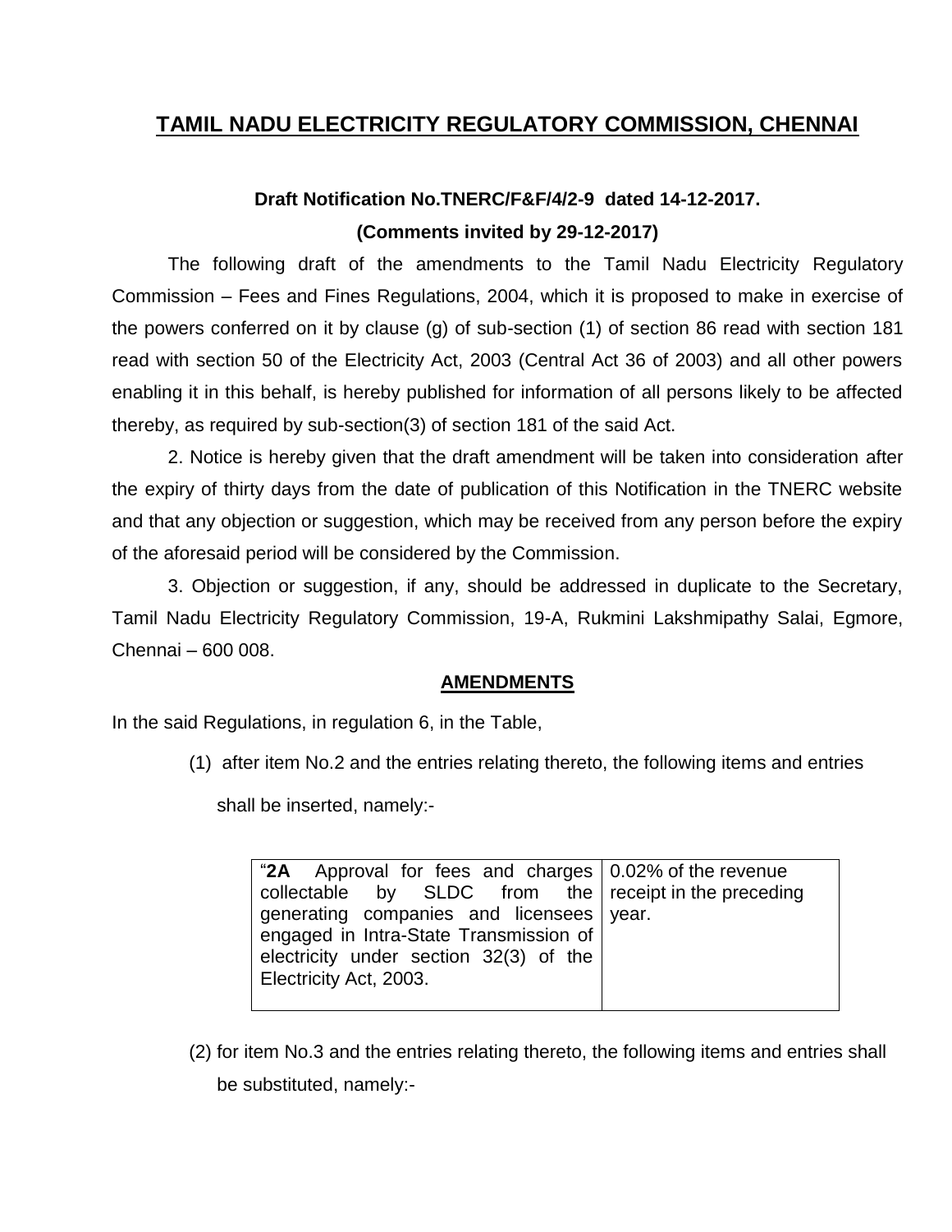# TAMIL NADU ELECTRICITY REGULATORY COMMISSION, CHENNAI

**Draft Notification No.TNERC/F&F/4/2-9 dated 14-12-2017.**

**(Comments invited by 29-12-2017)**

The following draft of the amendments to the Tamil Nadu Electricity Regulatory Commission – Fees and Fines Regulations, 2004, which it is proposed to make in exercise of the powers conferred on it by clause (g) of sub-section (1) of section 86 read with section 181 read with section 50 of the Electricity Act, 2003 (Central Act 36 of 2003) and all other powers enabling it in this behalf, is hereby published for information of all persons likely to be affected thereby, as required by sub-section(3) of section 181 of the said Act.

2. Notice is hereby given that the draft amendment will be taken into consideration after the expiry of thirty days from the date of publication of this Notification in the TNERC website and that any objection or suggestion, which may be received from any person before the expiry of the aforesaid period will be considered by the Commission.

3. Objection or suggestion, if any, should be addressed in duplicate to the Secretary, Tamil Nadu Electricity Regulatory Commission, 19-A, Rukmini Lakshmipathy Salai, Egmore, Chennai – 600 008.

**AMENDMENTS**

In the said Regulations, in regulation 6, in the Table,

(1) after item No.2 and the entries relating thereto, the following items and entries shall be inserted, namely:-

| | |
|---|---|
| "**2A** Approval for fees and charges collectable by SLDC from the generating companies and licensees engaged in Intra-State Transmission of electricity under section 32(3) of the Electricity Act, 2003. | 0.02% of the revenue receipt in the preceding year. |

(2) for item No.3 and the entries relating thereto, the following items and entries shall be substituted, namely:-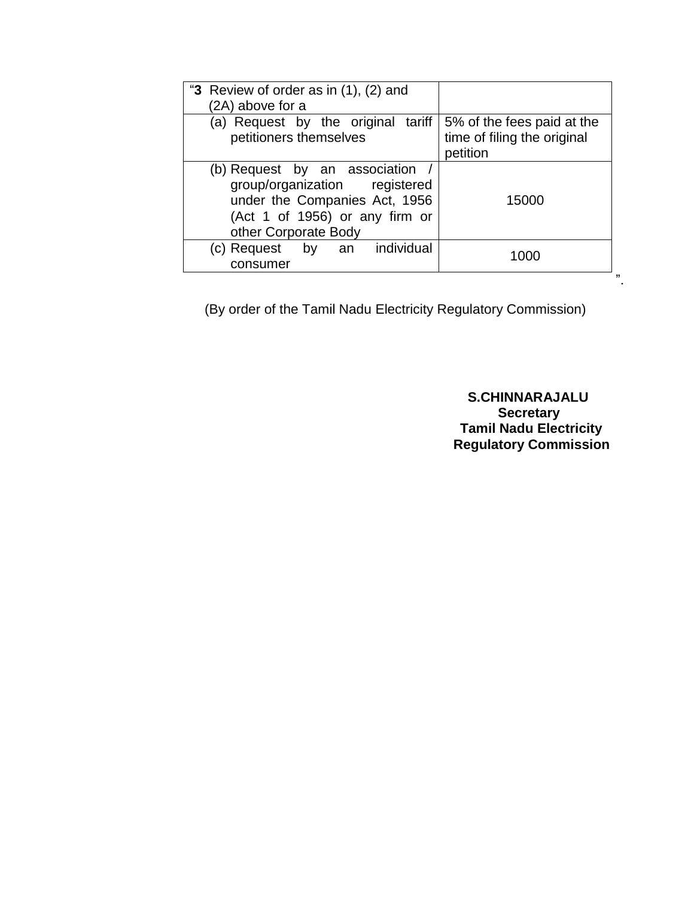| | |
|---|---|
| "**3** Review of order as in (1), (2) and (2A) above for a | |
| (a) Request by the original tariff petitioners themselves | 5% of the fees paid at the time of filing the original petition |
| (b) Request by an association / group/organization registered under the Companies Act, 1956 (Act 1 of 1956) or any firm or other Corporate Body | 15000 |
| (c) Request by an individual consumer | 1000 |

".

(By order of the Tamil Nadu Electricity Regulatory Commission)

**S.CHINNARAJALU**
**Secretary**
**Tamil Nadu Electricity Regulatory Commission**